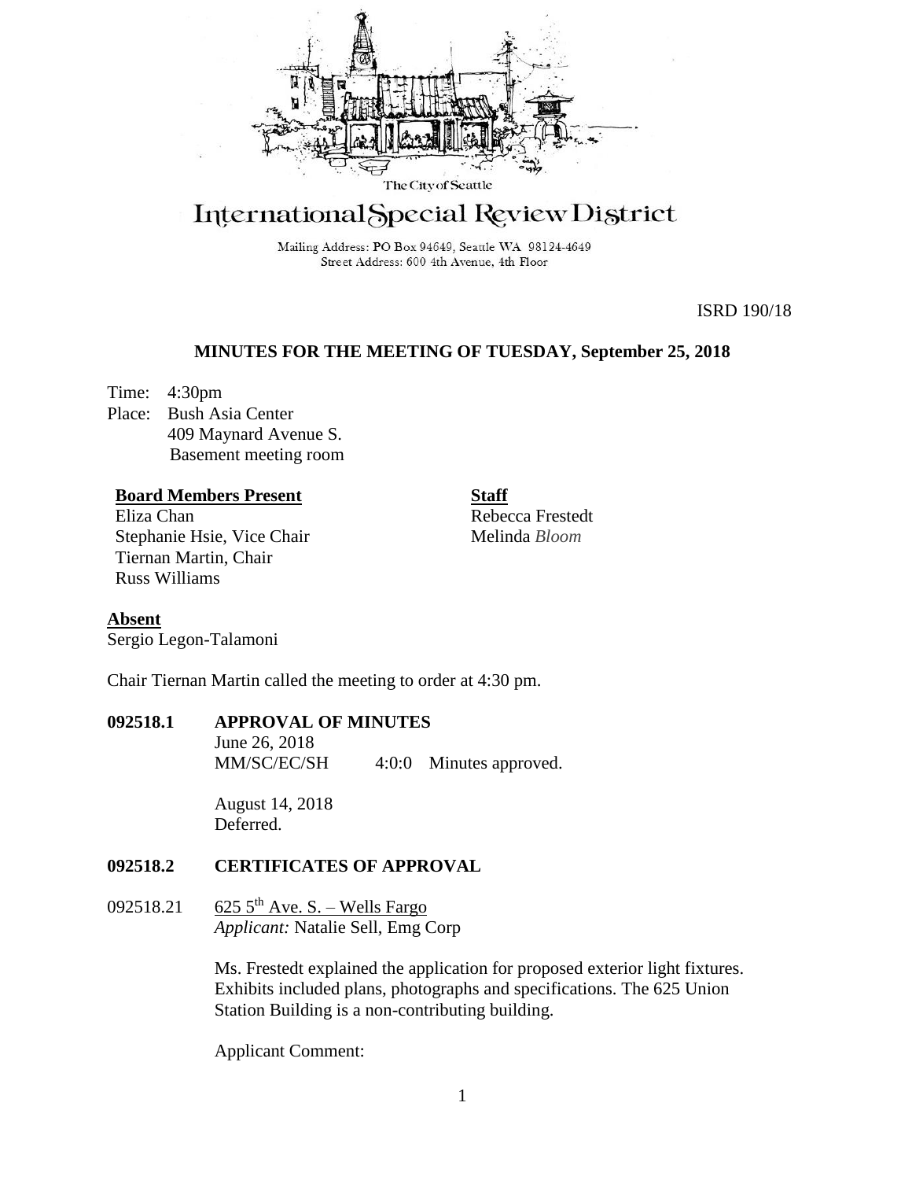The City of Seattle

# International Special Review District

Mailing Address: PO Box 94649, Seattle WA 98124-4649
Street Address: 600 4th Avenue, 4th Floor

ISRD 190/18

## MINUTES FOR THE MEETING OF TUESDAY, September 25, 2018

Time: 4:30pm
Place: Bush Asia Center
409 Maynard Avenue S.
Basement meeting room

**Board Members Present**
Eliza Chan
Stephanie Hsie, Vice Chair
Tiernan Martin, Chair
Russ Williams

**Staff**
Rebecca Frestedt
Melinda *Bloom*

**Absent**
Sergio Legon-Talamoni

Chair Tiernan Martin called the meeting to order at 4:30 pm.

**092518.1 APPROVAL OF MINUTES**

June 26, 2018
MM/SC/EC/SH 4:0:0 Minutes approved.

August 14, 2018
Deferred.

**092518.2 CERTIFICATES OF APPROVAL**

092518.21 625 5th Ave. S. – Wells Fargo
*Applicant:* Natalie Sell, Emg Corp

Ms. Frestedt explained the application for proposed exterior light fixtures. Exhibits included plans, photographs and specifications. The 625 Union Station Building is a non-contributing building.

Applicant Comment: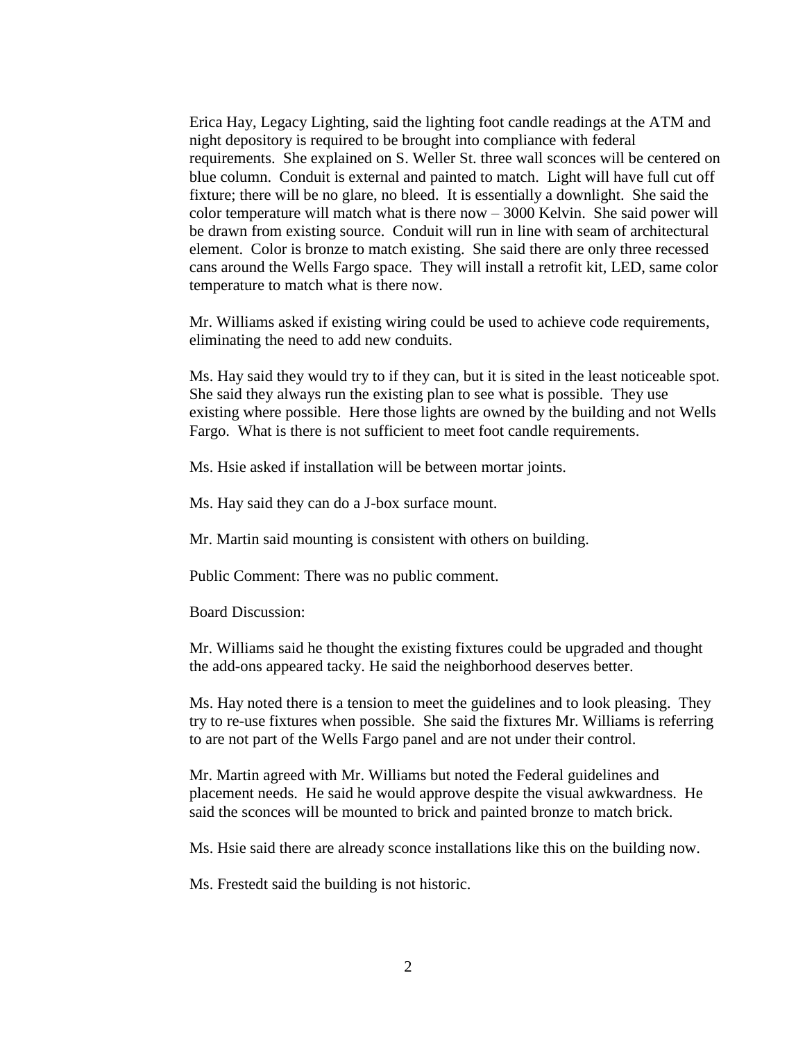Erica Hay, Legacy Lighting, said the lighting foot candle readings at the ATM and night depository is required to be brought into compliance with federal requirements. She explained on S. Weller St. three wall sconces will be centered on blue column. Conduit is external and painted to match. Light will have full cut off fixture; there will be no glare, no bleed. It is essentially a downlight. She said the color temperature will match what is there now – 3000 Kelvin. She said power will be drawn from existing source. Conduit will run in line with seam of architectural element. Color is bronze to match existing. She said there are only three recessed cans around the Wells Fargo space. They will install a retrofit kit, LED, same color temperature to match what is there now.

Mr. Williams asked if existing wiring could be used to achieve code requirements, eliminating the need to add new conduits.

Ms. Hay said they would try to if they can, but it is sited in the least noticeable spot. She said they always run the existing plan to see what is possible. They use existing where possible. Here those lights are owned by the building and not Wells Fargo. What is there is not sufficient to meet foot candle requirements.

Ms. Hsie asked if installation will be between mortar joints.

Ms. Hay said they can do a J-box surface mount.

Mr. Martin said mounting is consistent with others on building.

Public Comment: There was no public comment.

Board Discussion:

Mr. Williams said he thought the existing fixtures could be upgraded and thought the add-ons appeared tacky. He said the neighborhood deserves better.

Ms. Hay noted there is a tension to meet the guidelines and to look pleasing. They try to re-use fixtures when possible. She said the fixtures Mr. Williams is referring to are not part of the Wells Fargo panel and are not under their control.

Mr. Martin agreed with Mr. Williams but noted the Federal guidelines and placement needs. He said he would approve despite the visual awkwardness. He said the sconces will be mounted to brick and painted bronze to match brick.

Ms. Hsie said there are already sconce installations like this on the building now.

Ms. Frestedt said the building is not historic.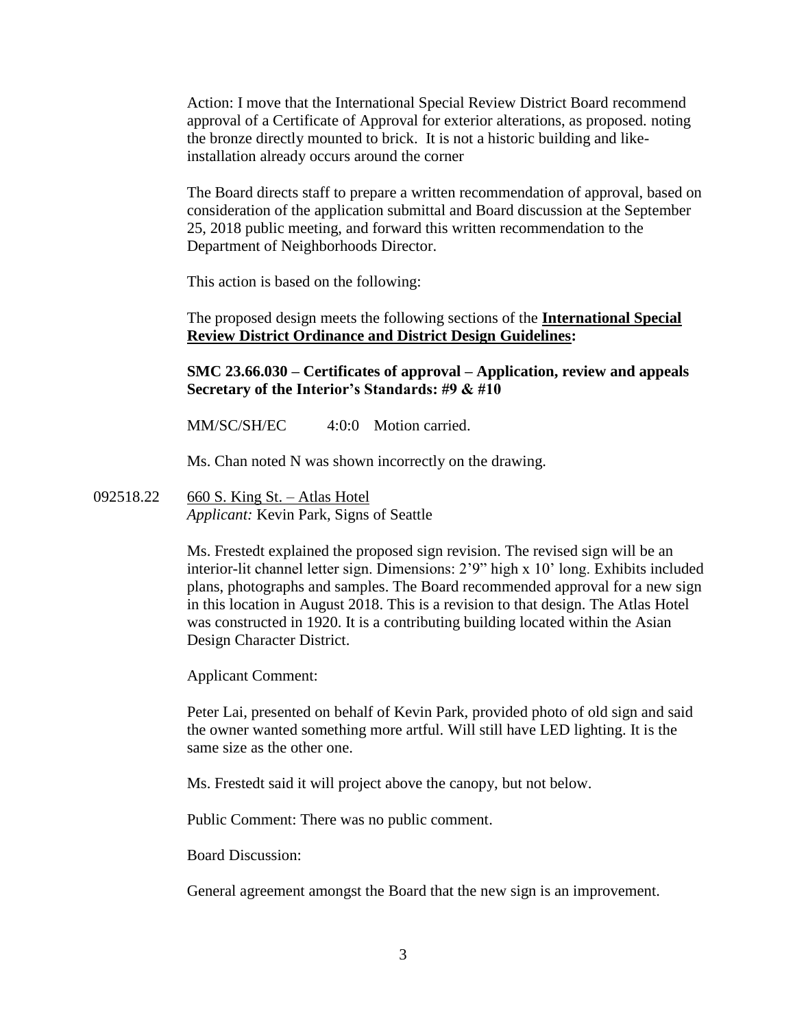Action: I move that the International Special Review District Board recommend approval of a Certificate of Approval for exterior alterations, as proposed. noting the bronze directly mounted to brick. It is not a historic building and like-installation already occurs around the corner

The Board directs staff to prepare a written recommendation of approval, based on consideration of the application submittal and Board discussion at the September 25, 2018 public meeting, and forward this written recommendation to the Department of Neighborhoods Director.

This action is based on the following:

The proposed design meets the following sections of the **International Special Review District Ordinance and District Design Guidelines:**

**SMC 23.66.030 – Certificates of approval – Application, review and appeals**
**Secretary of the Interior's Standards: #9 & #10**

MM/SC/SH/EC 4:0:0 Motion carried.

Ms. Chan noted N was shown incorrectly on the drawing.

092518.22 660 S. King St. – Atlas Hotel
*Applicant:* Kevin Park, Signs of Seattle

Ms. Frestedt explained the proposed sign revision. The revised sign will be an interior-lit channel letter sign. Dimensions: 2'9" high x 10' long. Exhibits included plans, photographs and samples. The Board recommended approval for a new sign in this location in August 2018. This is a revision to that design. The Atlas Hotel was constructed in 1920. It is a contributing building located within the Asian Design Character District.

Applicant Comment:

Peter Lai, presented on behalf of Kevin Park, provided photo of old sign and said the owner wanted something more artful. Will still have LED lighting. It is the same size as the other one.

Ms. Frestedt said it will project above the canopy, but not below.

Public Comment: There was no public comment.

Board Discussion:

General agreement amongst the Board that the new sign is an improvement.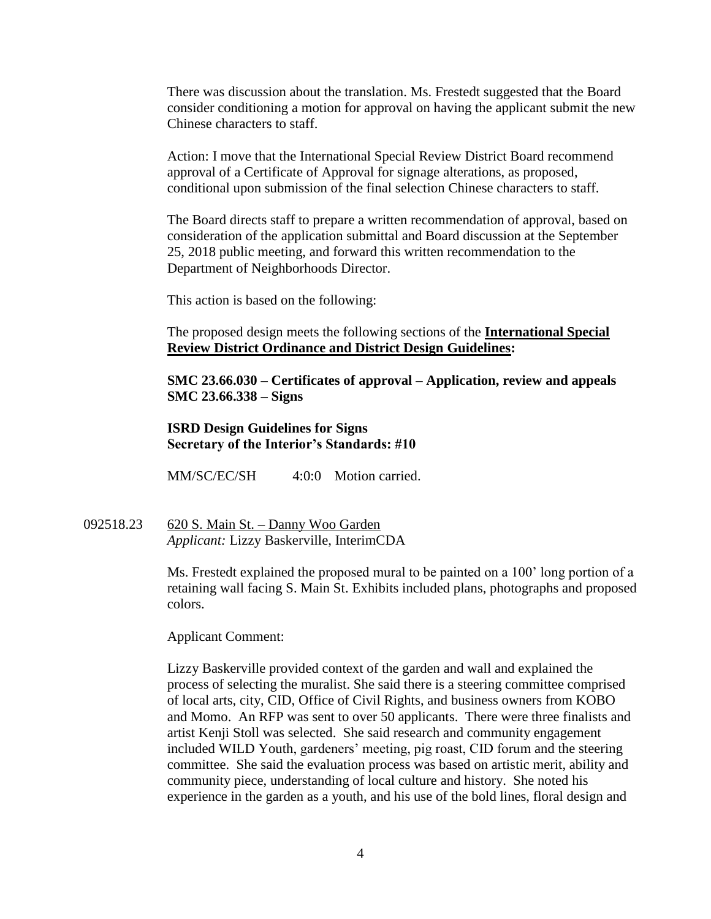There was discussion about the translation. Ms. Frestedt suggested that the Board consider conditioning a motion for approval on having the applicant submit the new Chinese characters to staff.

Action: I move that the International Special Review District Board recommend approval of a Certificate of Approval for signage alterations, as proposed, conditional upon submission of the final selection Chinese characters to staff.

The Board directs staff to prepare a written recommendation of approval, based on consideration of the application submittal and Board discussion at the September 25, 2018 public meeting, and forward this written recommendation to the Department of Neighborhoods Director.

This action is based on the following:

The proposed design meets the following sections of the **International Special Review District Ordinance and District Design Guidelines:**

**SMC 23.66.030 – Certificates of approval – Application, review and appeals**
**SMC 23.66.338 – Signs**

**ISRD Design Guidelines for Signs**
**Secretary of the Interior's Standards: #10**

MM/SC/EC/SH 4:0:0 Motion carried.

092518.23 620 S. Main St. – Danny Woo Garden
*Applicant:* Lizzy Baskerville, InterimCDA

Ms. Frestedt explained the proposed mural to be painted on a 100' long portion of a retaining wall facing S. Main St. Exhibits included plans, photographs and proposed colors.

Applicant Comment:

Lizzy Baskerville provided context of the garden and wall and explained the process of selecting the muralist. She said there is a steering committee comprised of local arts, city, CID, Office of Civil Rights, and business owners from KOBO and Momo. An RFP was sent to over 50 applicants. There were three finalists and artist Kenji Stoll was selected. She said research and community engagement included WILD Youth, gardeners' meeting, pig roast, CID forum and the steering committee. She said the evaluation process was based on artistic merit, ability and community piece, understanding of local culture and history. She noted his experience in the garden as a youth, and his use of the bold lines, floral design and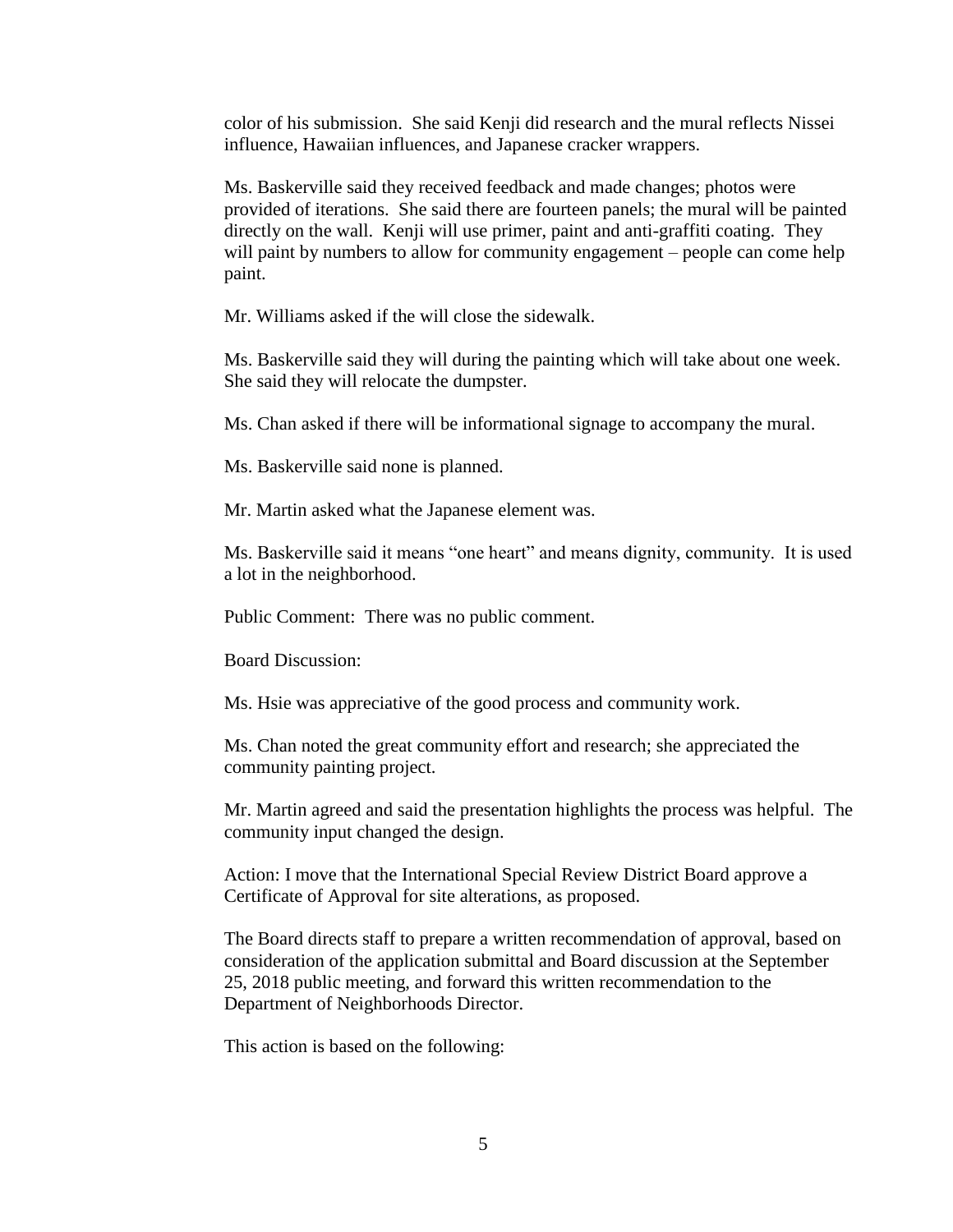color of his submission. She said Kenji did research and the mural reflects Nissei influence, Hawaiian influences, and Japanese cracker wrappers.

Ms. Baskerville said they received feedback and made changes; photos were provided of iterations. She said there are fourteen panels; the mural will be painted directly on the wall. Kenji will use primer, paint and anti-graffiti coating. They will paint by numbers to allow for community engagement – people can come help paint.

Mr. Williams asked if the will close the sidewalk.

Ms. Baskerville said they will during the painting which will take about one week. She said they will relocate the dumpster.

Ms. Chan asked if there will be informational signage to accompany the mural.

Ms. Baskerville said none is planned.

Mr. Martin asked what the Japanese element was.

Ms. Baskerville said it means "one heart" and means dignity, community. It is used a lot in the neighborhood.

Public Comment: There was no public comment.

Board Discussion:

Ms. Hsie was appreciative of the good process and community work.

Ms. Chan noted the great community effort and research; she appreciated the community painting project.

Mr. Martin agreed and said the presentation highlights the process was helpful. The community input changed the design.

Action: I move that the International Special Review District Board approve a Certificate of Approval for site alterations, as proposed.

The Board directs staff to prepare a written recommendation of approval, based on consideration of the application submittal and Board discussion at the September 25, 2018 public meeting, and forward this written recommendation to the Department of Neighborhoods Director.

This action is based on the following: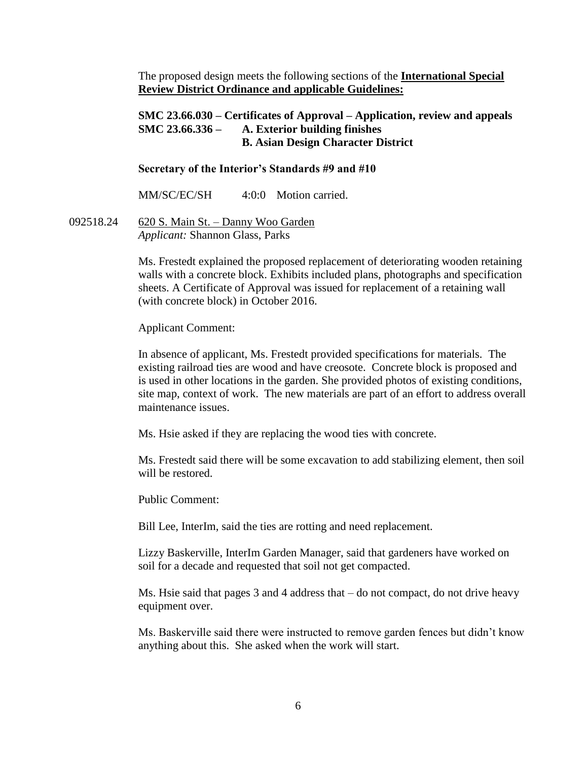The proposed design meets the following sections of the **International Special Review District Ordinance and applicable Guidelines:**

**SMC 23.66.030 – Certificates of Approval – Application, review and appeals**
**SMC 23.66.336 – A. Exterior building finishes**
**B. Asian Design Character District**

**Secretary of the Interior's Standards #9 and #10**

MM/SC/EC/SH 4:0:0 Motion carried.

092518.24 620 S. Main St. – Danny Woo Garden
*Applicant:* Shannon Glass, Parks

Ms. Frestedt explained the proposed replacement of deteriorating wooden retaining walls with a concrete block. Exhibits included plans, photographs and specification sheets. A Certificate of Approval was issued for replacement of a retaining wall (with concrete block) in October 2016.

Applicant Comment:

In absence of applicant, Ms. Frestedt provided specifications for materials. The existing railroad ties are wood and have creosote. Concrete block is proposed and is used in other locations in the garden. She provided photos of existing conditions, site map, context of work. The new materials are part of an effort to address overall maintenance issues.

Ms. Hsie asked if they are replacing the wood ties with concrete.

Ms. Frestedt said there will be some excavation to add stabilizing element, then soil will be restored.

Public Comment:

Bill Lee, InterIm, said the ties are rotting and need replacement.

Lizzy Baskerville, InterIm Garden Manager, said that gardeners have worked on soil for a decade and requested that soil not get compacted.

Ms. Hsie said that pages 3 and 4 address that – do not compact, do not drive heavy equipment over.

Ms. Baskerville said there were instructed to remove garden fences but didn't know anything about this. She asked when the work will start.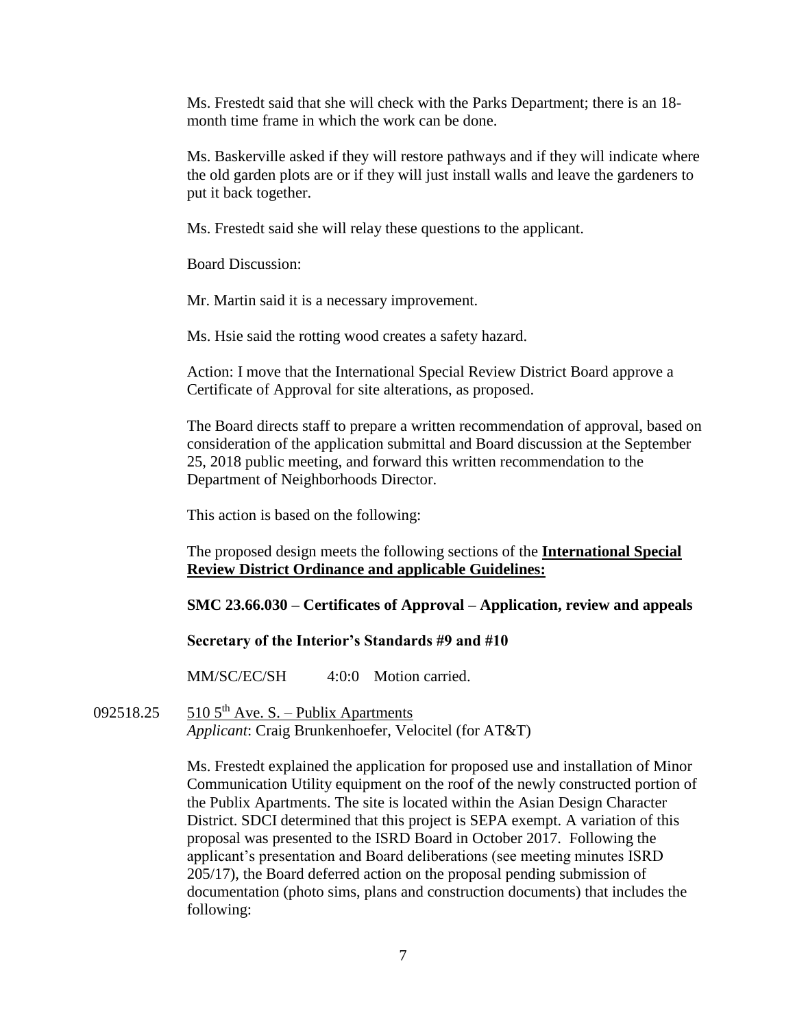Ms. Frestedt said that she will check with the Parks Department; there is an 18-month time frame in which the work can be done.

Ms. Baskerville asked if they will restore pathways and if they will indicate where the old garden plots are or if they will just install walls and leave the gardeners to put it back together.

Ms. Frestedt said she will relay these questions to the applicant.

Board Discussion:

Mr. Martin said it is a necessary improvement.

Ms. Hsie said the rotting wood creates a safety hazard.

Action: I move that the International Special Review District Board approve a Certificate of Approval for site alterations, as proposed.

The Board directs staff to prepare a written recommendation of approval, based on consideration of the application submittal and Board discussion at the September 25, 2018 public meeting, and forward this written recommendation to the Department of Neighborhoods Director.

This action is based on the following:

The proposed design meets the following sections of the **International Special Review District Ordinance and applicable Guidelines:**

**SMC 23.66.030 – Certificates of Approval – Application, review and appeals**

**Secretary of the Interior's Standards #9 and #10**

MM/SC/EC/SH 4:0:0 Motion carried.

092518.25 510 5th Ave. S. – Publix Apartments
*Applicant*: Craig Brunkenhoefer, Velocitel (for AT&T)

Ms. Frestedt explained the application for proposed use and installation of Minor Communication Utility equipment on the roof of the newly constructed portion of the Publix Apartments. The site is located within the Asian Design Character District. SDCI determined that this project is SEPA exempt. A variation of this proposal was presented to the ISRD Board in October 2017. Following the applicant's presentation and Board deliberations (see meeting minutes ISRD 205/17), the Board deferred action on the proposal pending submission of documentation (photo sims, plans and construction documents) that includes the following: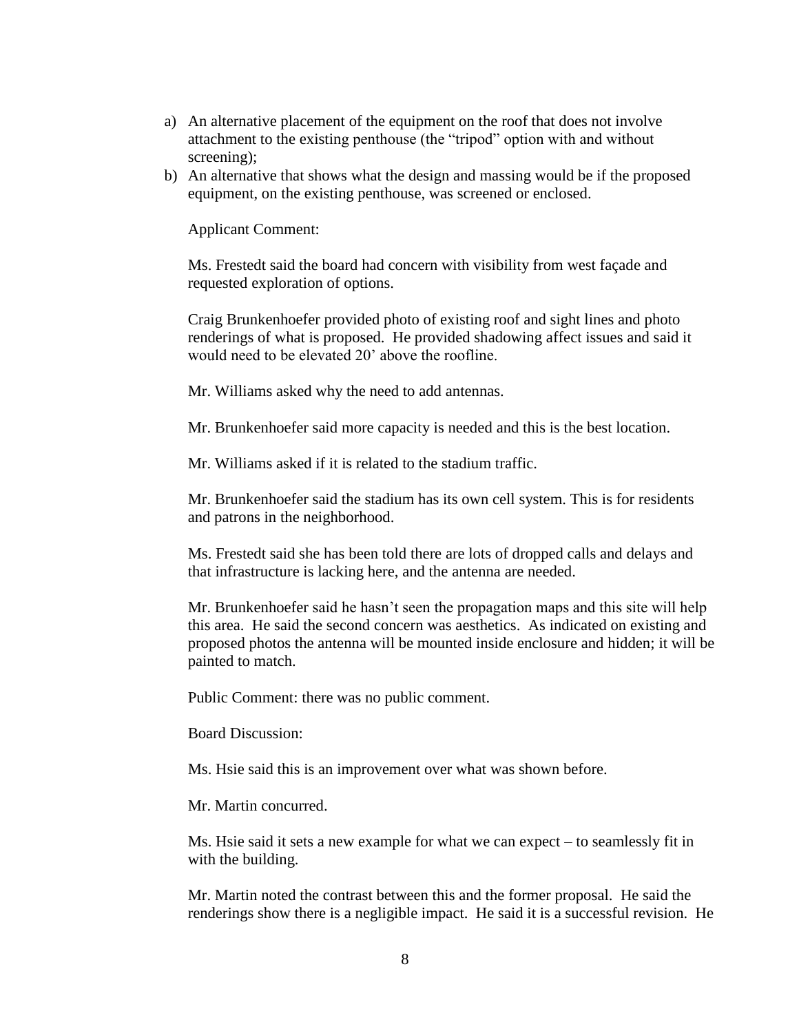a) An alternative placement of the equipment on the roof that does not involve attachment to the existing penthouse (the "tripod" option with and without screening);
b) An alternative that shows what the design and massing would be if the proposed equipment, on the existing penthouse, was screened or enclosed.

Applicant Comment:

Ms. Frestedt said the board had concern with visibility from west façade and requested exploration of options.

Craig Brunkenhoefer provided photo of existing roof and sight lines and photo renderings of what is proposed. He provided shadowing affect issues and said it would need to be elevated 20' above the roofline.

Mr. Williams asked why the need to add antennas.

Mr. Brunkenhoefer said more capacity is needed and this is the best location.

Mr. Williams asked if it is related to the stadium traffic.

Mr. Brunkenhoefer said the stadium has its own cell system. This is for residents and patrons in the neighborhood.

Ms. Frestedt said she has been told there are lots of dropped calls and delays and that infrastructure is lacking here, and the antenna are needed.

Mr. Brunkenhoefer said he hasn't seen the propagation maps and this site will help this area. He said the second concern was aesthetics. As indicated on existing and proposed photos the antenna will be mounted inside enclosure and hidden; it will be painted to match.

Public Comment: there was no public comment.

Board Discussion:

Ms. Hsie said this is an improvement over what was shown before.

Mr. Martin concurred.

Ms. Hsie said it sets a new example for what we can expect – to seamlessly fit in with the building.

Mr. Martin noted the contrast between this and the former proposal. He said the renderings show there is a negligible impact. He said it is a successful revision. He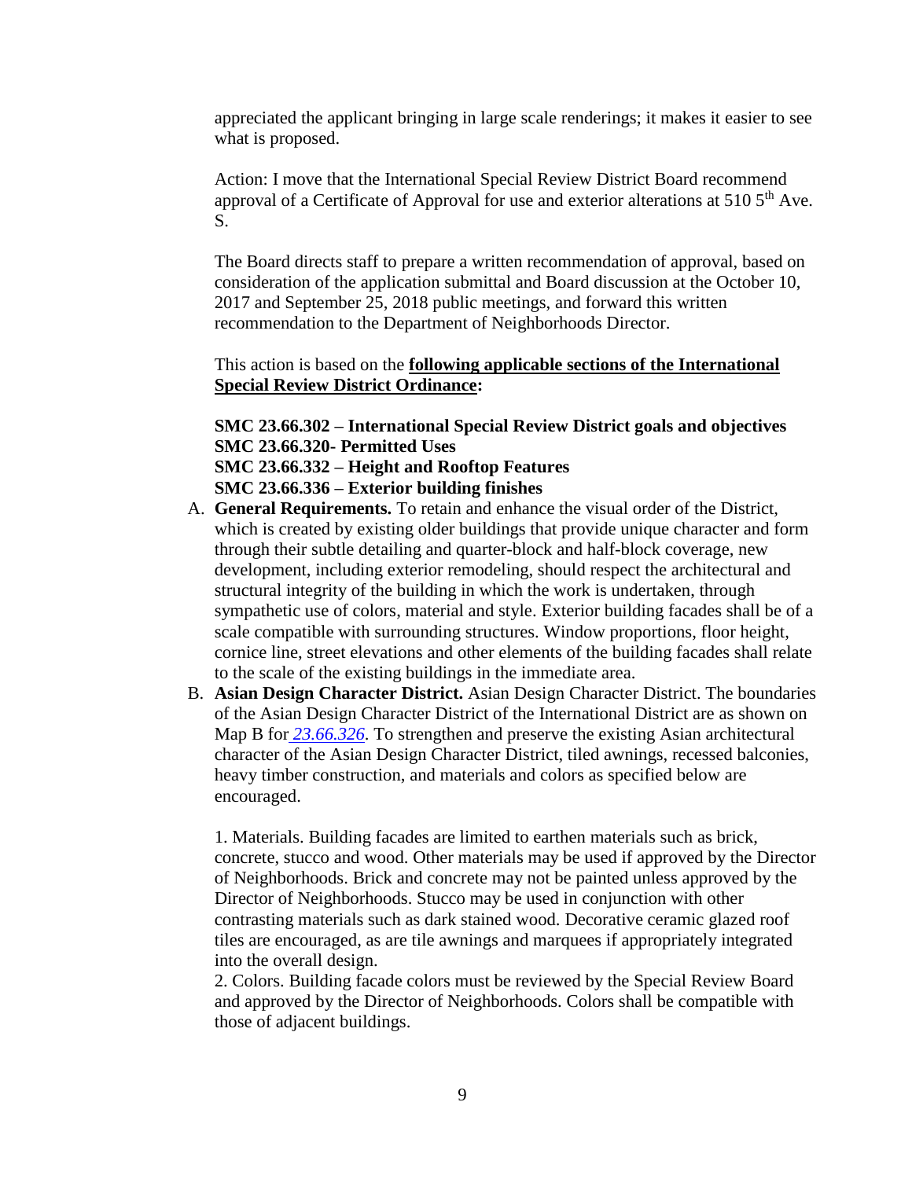appreciated the applicant bringing in large scale renderings; it makes it easier to see what is proposed.

Action: I move that the International Special Review District Board recommend approval of a Certificate of Approval for use and exterior alterations at 510 5th Ave. S.

The Board directs staff to prepare a written recommendation of approval, based on consideration of the application submittal and Board discussion at the October 10, 2017 and September 25, 2018 public meetings, and forward this written recommendation to the Department of Neighborhoods Director.

This action is based on the **following applicable sections of the International Special Review District Ordinance:**

**SMC 23.66.302 – International Special Review District goals and objectives**
**SMC 23.66.320- Permitted Uses**
**SMC 23.66.332 – Height and Rooftop Features**
**SMC 23.66.336 – Exterior building finishes**

A. **General Requirements.** To retain and enhance the visual order of the District, which is created by existing older buildings that provide unique character and form through their subtle detailing and quarter-block and half-block coverage, new development, including exterior remodeling, should respect the architectural and structural integrity of the building in which the work is undertaken, through sympathetic use of colors, material and style. Exterior building facades shall be of a scale compatible with surrounding structures. Window proportions, floor height, cornice line, street elevations and other elements of the building facades shall relate to the scale of the existing buildings in the immediate area.

B. **Asian Design Character District.** Asian Design Character District. The boundaries of the Asian Design Character District of the International District are as shown on Map B for *23.66.326*. To strengthen and preserve the existing Asian architectural character of the Asian Design Character District, tiled awnings, recessed balconies, heavy timber construction, and materials and colors as specified below are encouraged.

   1. Materials. Building facades are limited to earthen materials such as brick, concrete, stucco and wood. Other materials may be used if approved by the Director of Neighborhoods. Brick and concrete may not be painted unless approved by the Director of Neighborhoods. Stucco may be used in conjunction with other contrasting materials such as dark stained wood. Decorative ceramic glazed roof tiles are encouraged, as are tile awnings and marquees if appropriately integrated into the overall design.
   2. Colors. Building facade colors must be reviewed by the Special Review Board and approved by the Director of Neighborhoods. Colors shall be compatible with those of adjacent buildings.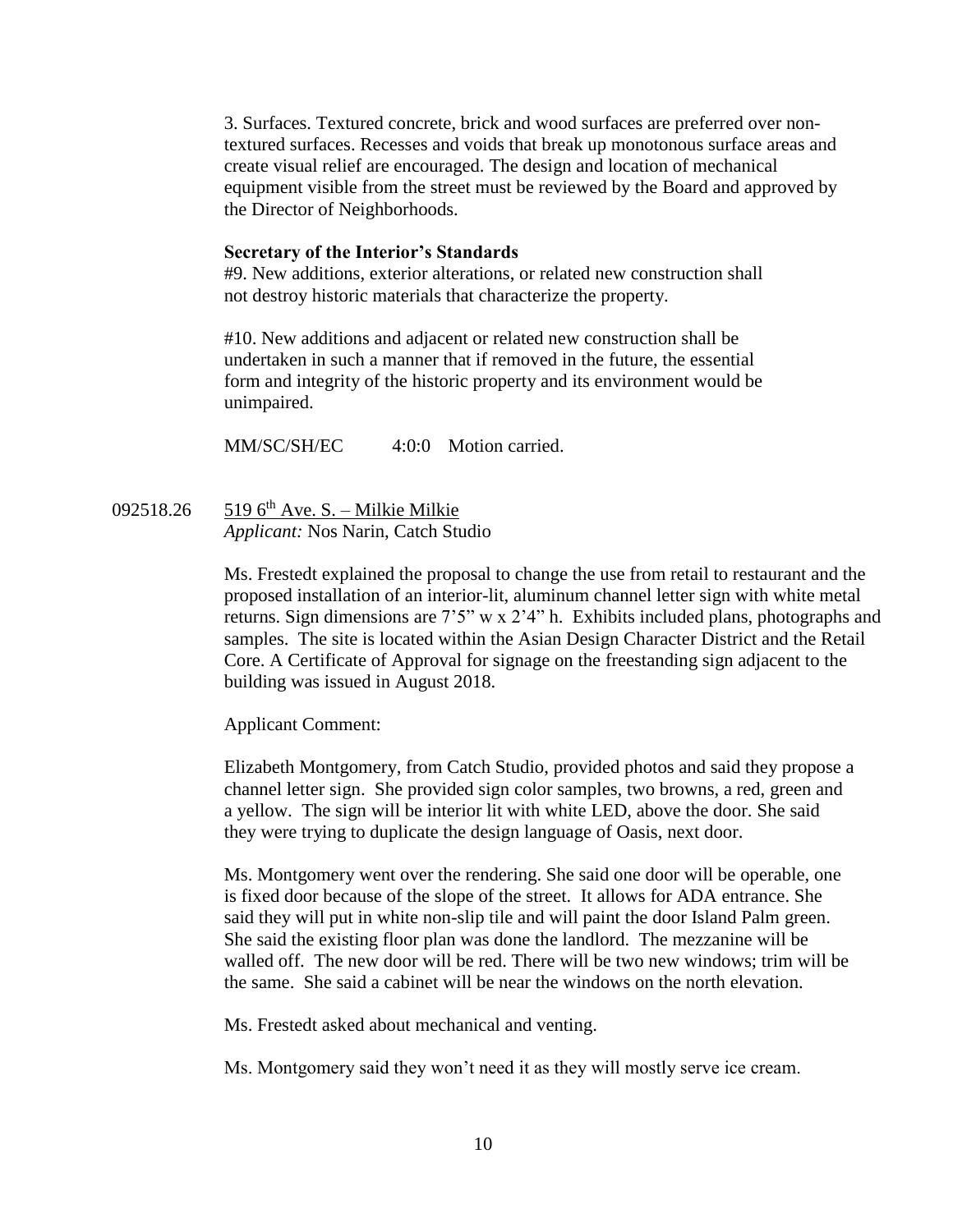3. Surfaces. Textured concrete, brick and wood surfaces are preferred over non-textured surfaces. Recesses and voids that break up monotonous surface areas and create visual relief are encouraged. The design and location of mechanical equipment visible from the street must be reviewed by the Board and approved by the Director of Neighborhoods.

**Secretary of the Interior's Standards**

#9. New additions, exterior alterations, or related new construction shall not destroy historic materials that characterize the property.

#10. New additions and adjacent or related new construction shall be undertaken in such a manner that if removed in the future, the essential form and integrity of the historic property and its environment would be unimpaired.

MM/SC/SH/EC 4:0:0 Motion carried.

092518.26 519 6th Ave. S. – Milkie Milkie

*Applicant:* Nos Narin, Catch Studio

Ms. Frestedt explained the proposal to change the use from retail to restaurant and the proposed installation of an interior-lit, aluminum channel letter sign with white metal returns. Sign dimensions are 7'5" w x 2'4" h. Exhibits included plans, photographs and samples. The site is located within the Asian Design Character District and the Retail Core. A Certificate of Approval for signage on the freestanding sign adjacent to the building was issued in August 2018.

Applicant Comment:

Elizabeth Montgomery, from Catch Studio, provided photos and said they propose a channel letter sign. She provided sign color samples, two browns, a red, green and a yellow. The sign will be interior lit with white LED, above the door. She said they were trying to duplicate the design language of Oasis, next door.

Ms. Montgomery went over the rendering. She said one door will be operable, one is fixed door because of the slope of the street. It allows for ADA entrance. She said they will put in white non-slip tile and will paint the door Island Palm green. She said the existing floor plan was done the landlord. The mezzanine will be walled off. The new door will be red. There will be two new windows; trim will be the same. She said a cabinet will be near the windows on the north elevation.

Ms. Frestedt asked about mechanical and venting.

Ms. Montgomery said they won't need it as they will mostly serve ice cream.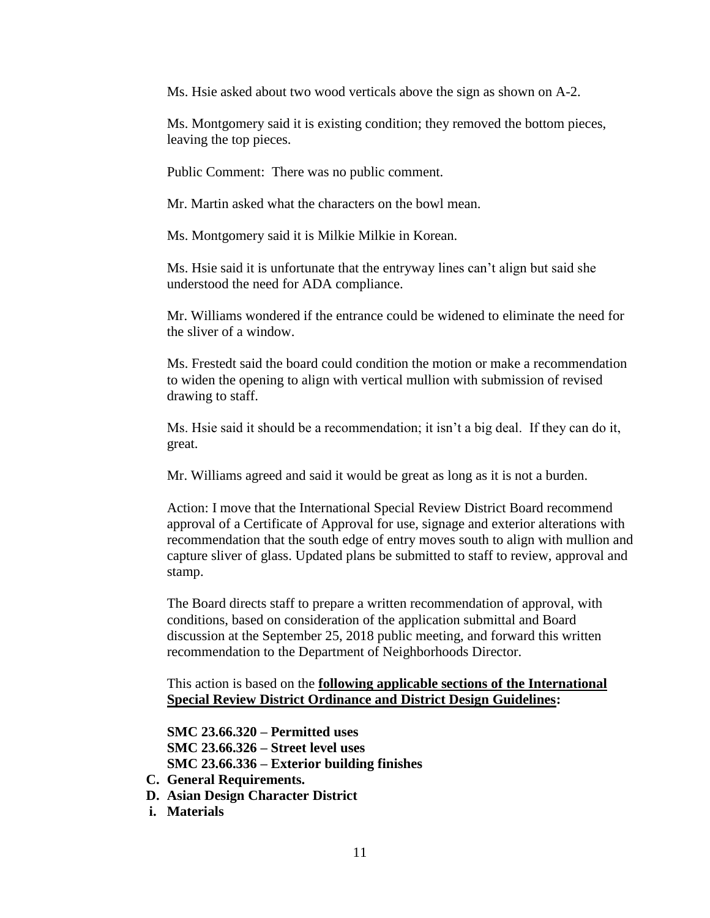Ms. Hsie asked about two wood verticals above the sign as shown on A-2.

Ms. Montgomery said it is existing condition; they removed the bottom pieces, leaving the top pieces.

Public Comment: There was no public comment.

Mr. Martin asked what the characters on the bowl mean.

Ms. Montgomery said it is Milkie Milkie in Korean.

Ms. Hsie said it is unfortunate that the entryway lines can't align but said she understood the need for ADA compliance.

Mr. Williams wondered if the entrance could be widened to eliminate the need for the sliver of a window.

Ms. Frestedt said the board could condition the motion or make a recommendation to widen the opening to align with vertical mullion with submission of revised drawing to staff.

Ms. Hsie said it should be a recommendation; it isn't a big deal. If they can do it, great.

Mr. Williams agreed and said it would be great as long as it is not a burden.

Action: I move that the International Special Review District Board recommend approval of a Certificate of Approval for use, signage and exterior alterations with recommendation that the south edge of entry moves south to align with mullion and capture sliver of glass. Updated plans be submitted to staff to review, approval and stamp.

The Board directs staff to prepare a written recommendation of approval, with conditions, based on consideration of the application submittal and Board discussion at the September 25, 2018 public meeting, and forward this written recommendation to the Department of Neighborhoods Director.

This action is based on the **following applicable sections of the International Special Review District Ordinance and District Design Guidelines:**

**SMC 23.66.320 – Permitted uses**
**SMC 23.66.326 – Street level uses**
**SMC 23.66.336 – Exterior building finishes**

**C. General Requirements.**
**D. Asian Design Character District**
**i. Materials**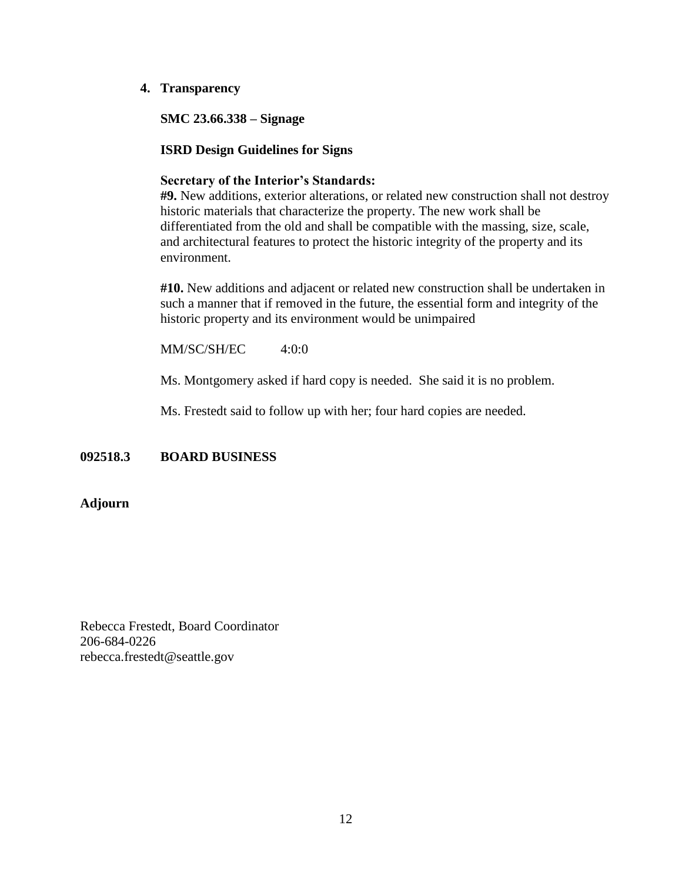4. **Transparency**

**SMC 23.66.338 – Signage**

**ISRD Design Guidelines for Signs**

**Secretary of the Interior's Standards:**
**#9.** New additions, exterior alterations, or related new construction shall not destroy historic materials that characterize the property. The new work shall be differentiated from the old and shall be compatible with the massing, size, scale, and architectural features to protect the historic integrity of the property and its environment.

**#10.** New additions and adjacent or related new construction shall be undertaken in such a manner that if removed in the future, the essential form and integrity of the historic property and its environment would be unimpaired

MM/SC/SH/EC 4:0:0

Ms. Montgomery asked if hard copy is needed. She said it is no problem.

Ms. Frestedt said to follow up with her; four hard copies are needed.

**092518.3 BOARD BUSINESS**

**Adjourn**

Rebecca Frestedt, Board Coordinator
206-684-0226
rebecca.frestedt@seattle.gov